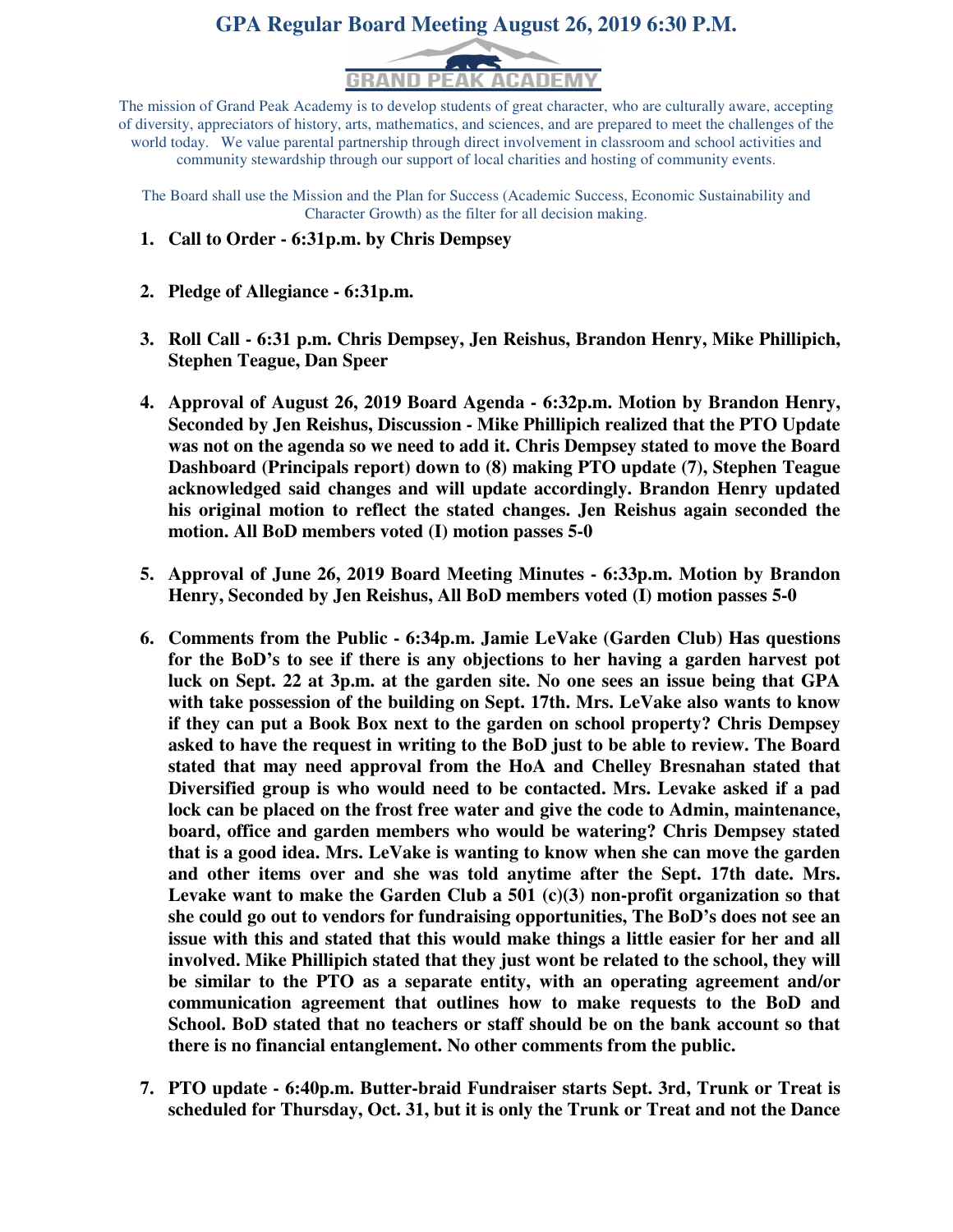# GPA Regular Board Meeting August 26, 2019 6:30 P.M.

GRAND PEAK ACADEMY

The mission of Grand Peak Academy is to develop students of great character, who are culturally aware, accepting of diversity, appreciators of history, arts, mathematics, and sciences, and are prepared to meet the challenges of the world today. We value parental partnership through direct involvement in classroom and school activities and community stewardship through our support of local charities and hosting of community events.

The Board shall use the Mission and the Plan for Success (Academic Success, Economic Sustainability and Character Growth) as the filter for all decision making.

1. **Call to Order - 6:31p.m. by Chris Dempsey**

2. **Pledge of Allegiance - 6:31p.m.**

3. **Roll Call - 6:31 p.m. Chris Dempsey, Jen Reishus, Brandon Henry, Mike Phillipich, Stephen Teague, Dan Speer**

4. **Approval of August 26, 2019 Board Agenda - 6:32p.m. Motion by Brandon Henry, Seconded by Jen Reishus, Discussion - Mike Phillipich realized that the PTO Update was not on the agenda so we need to add it. Chris Dempsey stated to move the Board Dashboard (Principals report) down to (8) making PTO update (7), Stephen Teague acknowledged said changes and will update accordingly. Brandon Henry updated his original motion to reflect the stated changes. Jen Reishus again seconded the motion. All BoD members voted (I) motion passes 5-0**

5. **Approval of June 26, 2019 Board Meeting Minutes - 6:33p.m. Motion by Brandon Henry, Seconded by Jen Reishus, All BoD members voted (I) motion passes 5-0**

6. **Comments from the Public - 6:34p.m. Jamie LeVake (Garden Club) Has questions for the BoD's to see if there is any objections to her having a garden harvest pot luck on Sept. 22 at 3p.m. at the garden site. No one sees an issue being that GPA with take possession of the building on Sept. 17th. Mrs. LeVake also wants to know if they can put a Book Box next to the garden on school property? Chris Dempsey asked to have the request in writing to the BoD just to be able to review. The Board stated that may need approval from the HoA and Chelley Bresnahan stated that Diversified group is who would need to be contacted. Mrs. Levake asked if a pad lock can be placed on the frost free water and give the code to Admin, maintenance, board, office and garden members who would be watering? Chris Dempsey stated that is a good idea. Mrs. LeVake is wanting to know when she can move the garden and other items over and she was told anytime after the Sept. 17th date. Mrs. Levake want to make the Garden Club a 501 (c)(3) non-profit organization so that she could go out to vendors for fundraising opportunities, The BoD's does not see an issue with this and stated that this would make things a little easier for her and all involved. Mike Phillipich stated that they just wont be related to the school, they will be similar to the PTO as a separate entity, with an operating agreement and/or communication agreement that outlines how to make requests to the BoD and School. BoD stated that no teachers or staff should be on the bank account so that there is no financial entanglement. No other comments from the public.**

7. **PTO update - 6:40p.m. Butter-braid Fundraiser starts Sept. 3rd, Trunk or Treat is scheduled for Thursday, Oct. 31, but it is only the Trunk or Treat and not the Dance**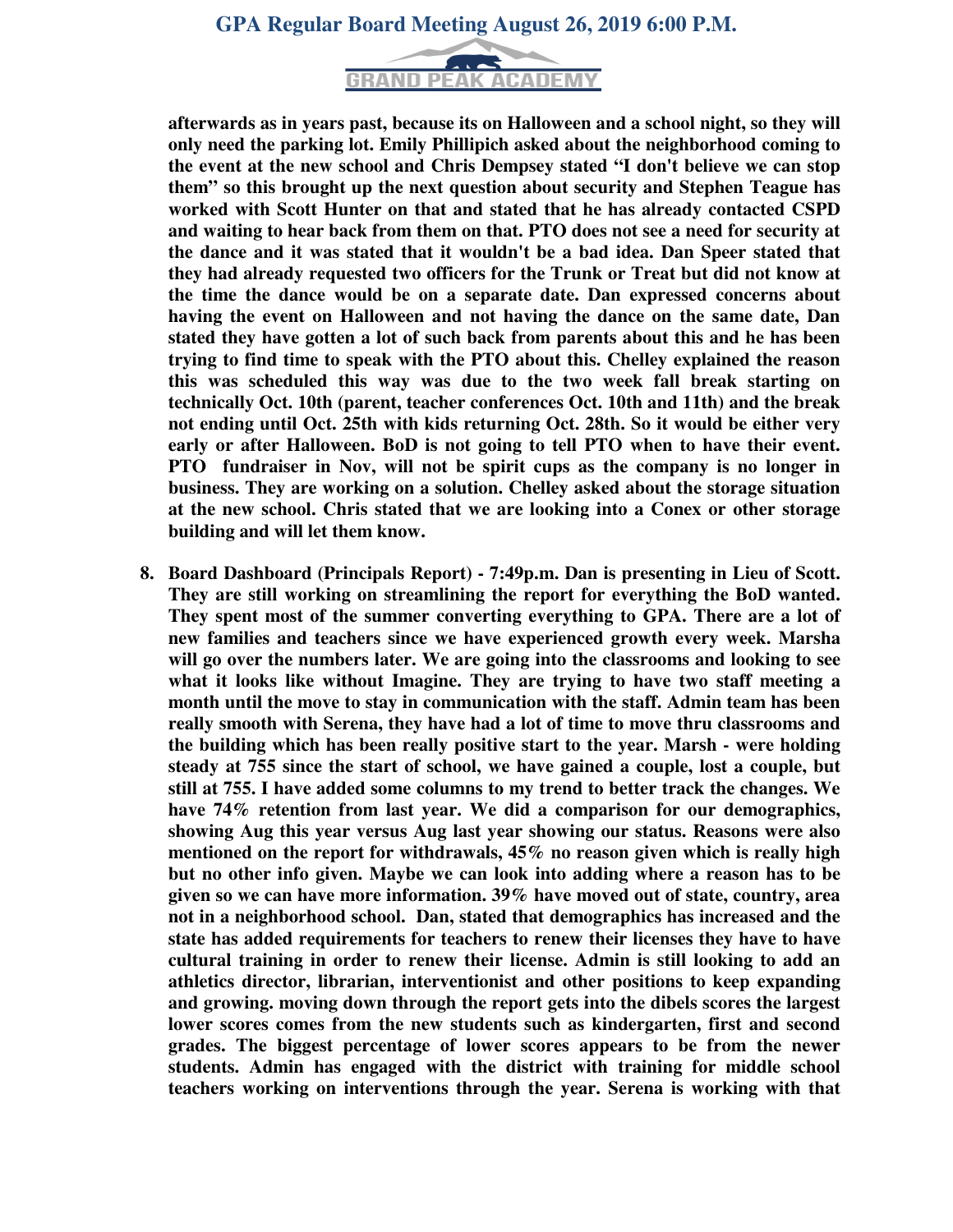**afterwards as in years past, because its on Halloween and a school night, so they will only need the parking lot. Emily Phillipich asked about the neighborhood coming to the event at the new school and Chris Dempsey stated "I don't believe we can stop them" so this brought up the next question about security and Stephen Teague has worked with Scott Hunter on that and stated that he has already contacted CSPD and waiting to hear back from them on that. PTO does not see a need for security at the dance and it was stated that it wouldn't be a bad idea. Dan Speer stated that they had already requested two officers for the Trunk or Treat but did not know at the time the dance would be on a separate date. Dan expressed concerns about having the event on Halloween and not having the dance on the same date, Dan stated they have gotten a lot of such back from parents about this and he has been trying to find time to speak with the PTO about this. Chelley explained the reason this was scheduled this way was due to the two week fall break starting on technically Oct. 10th (parent, teacher conferences Oct. 10th and 11th) and the break not ending until Oct. 25th with kids returning Oct. 28th. So it would be either very early or after Halloween. BoD is not going to tell PTO when to have their event. PTO fundraiser in Nov, will not be spirit cups as the company is no longer in business. They are working on a solution. Chelley asked about the storage situation at the new school. Chris stated that we are looking into a Conex or other storage building and will let them know.**

8. **Board Dashboard (Principals Report) - 7:49p.m. Dan is presenting in Lieu of Scott. They are still working on streamlining the report for everything the BoD wanted. They spent most of the summer converting everything to GPA. There are a lot of new families and teachers since we have experienced growth every week. Marsha will go over the numbers later. We are going into the classrooms and looking to see what it looks like without Imagine. They are trying to have two staff meeting a month until the move to stay in communication with the staff. Admin team has been really smooth with Serena, they have had a lot of time to move thru classrooms and the building which has been really positive start to the year. Marsh - were holding steady at 755 since the start of school, we have gained a couple, lost a couple, but still at 755. I have added some columns to my trend to better track the changes. We have 74% retention from last year. We did a comparison for our demographics, showing Aug this year versus Aug last year showing our status. Reasons were also mentioned on the report for withdrawals, 45% no reason given which is really high but no other info given. Maybe we can look into adding where a reason has to be given so we can have more information. 39% have moved out of state, country, area not in a neighborhood school. Dan, stated that demographics has increased and the state has added requirements for teachers to renew their licenses they have to have cultural training in order to renew their license. Admin is still looking to add an athletics director, librarian, interventionist and other positions to keep expanding and growing. moving down through the report gets into the dibels scores the largest lower scores comes from the new students such as kindergarten, first and second grades. The biggest percentage of lower scores appears to be from the newer students. Admin has engaged with the district with training for middle school teachers working on interventions through the year. Serena is working with that**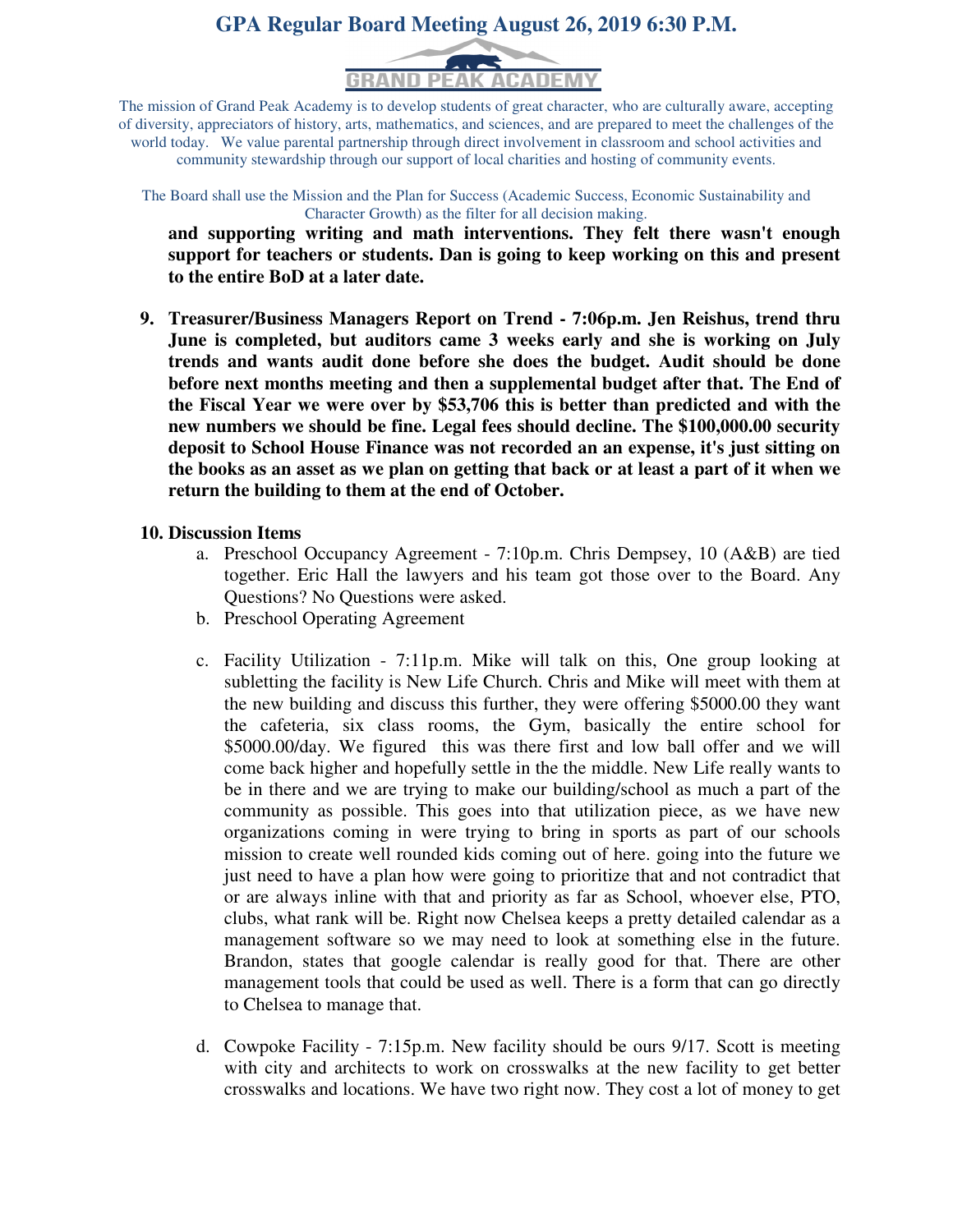**and supporting writing and math interventions. They felt there wasn't enough support for teachers or students. Dan is going to keep working on this and present to the entire BoD at a later date.**

9. **Treasurer/Business Managers Report on Trend - 7:06p.m. Jen Reishus, trend thru June is completed, but auditors came 3 weeks early and she is working on July trends and wants audit done before she does the budget. Audit should be done before next months meeting and then a supplemental budget after that. The End of the Fiscal Year we were over by $53,706 this is better than predicted and with the new numbers we should be fine. Legal fees should decline. The $100,000.00 security deposit to School House Finance was not recorded an an expense, it's just sitting on the books as an asset as we plan on getting that back or at least a part of it when we return the building to them at the end of October.**

10. **Discussion Items**
    a. Preschool Occupancy Agreement - 7:10p.m. Chris Dempsey, 10 (A&B) are tied together. Eric Hall the lawyers and his team got those over to the Board. Any Questions? No Questions were asked.
    b. Preschool Operating Agreement
    c. Facility Utilization - 7:11p.m. Mike will talk on this, One group looking at subletting the facility is New Life Church. Chris and Mike will meet with them at the new building and discuss this further, they were offering $5000.00 they want the cafeteria, six class rooms, the Gym, basically the entire school for $5000.00/day. We figured this was there first and low ball offer and we will come back higher and hopefully settle in the the middle. New Life really wants to be in there and we are trying to make our building/school as much a part of the community as possible. This goes into that utilization piece, as we have new organizations coming in were trying to bring in sports as part of our schools mission to create well rounded kids coming out of here. going into the future we just need to have a plan how were going to prioritize that and not contradict that or are always inline with that and priority as far as School, whoever else, PTO, clubs, what rank will be. Right now Chelsea keeps a pretty detailed calendar as a management software so we may need to look at something else in the future. Brandon, states that google calendar is really good for that. There are other management tools that could be used as well. There is a form that can go directly to Chelsea to manage that.
    d. Cowpoke Facility - 7:15p.m. New facility should be ours 9/17. Scott is meeting with city and architects to work on crosswalks at the new facility to get better crosswalks and locations. We have two right now. They cost a lot of money to get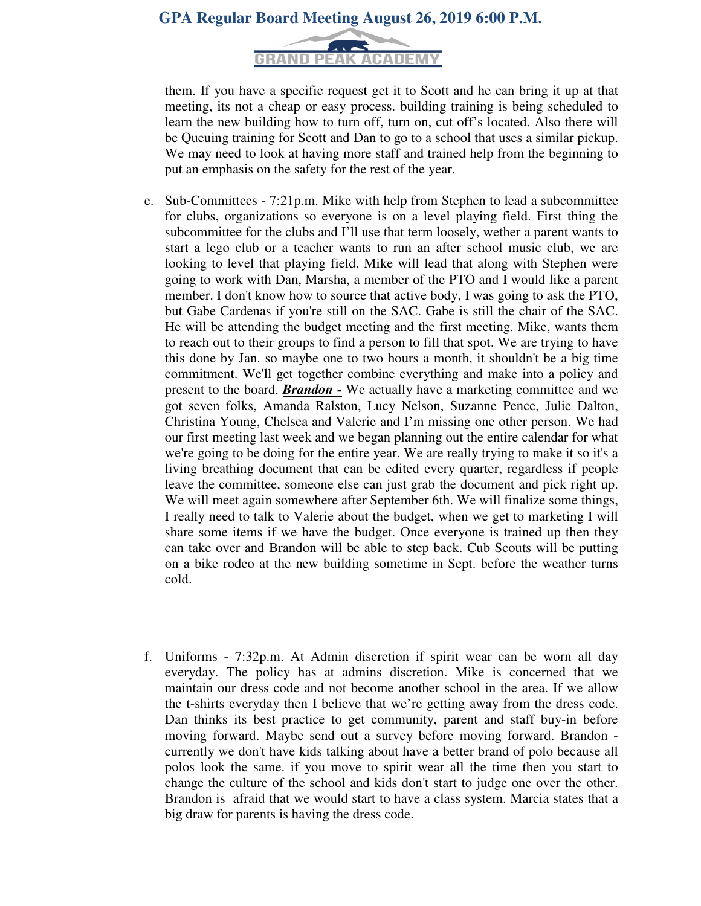them. If you have a specific request get it to Scott and he can bring it up at that meeting, its not a cheap or easy process. building training is being scheduled to learn the new building how to turn off, turn on, cut off's located. Also there will be Queuing training for Scott and Dan to go to a school that uses a similar pickup. We may need to look at having more staff and trained help from the beginning to put an emphasis on the safety for the rest of the year.

e. Sub-Committees - 7:21p.m. Mike with help from Stephen to lead a subcommittee for clubs, organizations so everyone is on a level playing field. First thing the subcommittee for the clubs and I'll use that term loosely, wether a parent wants to start a lego club or a teacher wants to run an after school music club, we are looking to level that playing field. Mike will lead that along with Stephen were going to work with Dan, Marsha, a member of the PTO and I would like a parent member. I don't know how to source that active body, I was going to ask the PTO, but Gabe Cardenas if you're still on the SAC. Gabe is still the chair of the SAC. He will be attending the budget meeting and the first meeting. Mike, wants them to reach out to their groups to find a person to fill that spot. We are trying to have this done by Jan. so maybe one to two hours a month, it shouldn't be a big time commitment. We'll get together combine everything and make into a policy and present to the board. ***Brandon -*** We actually have a marketing committee and we got seven folks, Amanda Ralston, Lucy Nelson, Suzanne Pence, Julie Dalton, Christina Young, Chelsea and Valerie and I'm missing one other person. We had our first meeting last week and we began planning out the entire calendar for what we're going to be doing for the entire year. We are really trying to make it so it's a living breathing document that can be edited every quarter, regardless if people leave the committee, someone else can just grab the document and pick right up. We will meet again somewhere after September 6th. We will finalize some things, I really need to talk to Valerie about the budget, when we get to marketing I will share some items if we have the budget. Once everyone is trained up then they can take over and Brandon will be able to step back. Cub Scouts will be putting on a bike rodeo at the new building sometime in Sept. before the weather turns cold.

f. Uniforms - 7:32p.m. At Admin discretion if spirit wear can be worn all day everyday. The policy has at admins discretion. Mike is concerned that we maintain our dress code and not become another school in the area. If we allow the t-shirts everyday then I believe that we're getting away from the dress code. Dan thinks its best practice to get community, parent and staff buy-in before moving forward. Maybe send out a survey before moving forward. Brandon - currently we don't have kids talking about have a better brand of polo because all polos look the same. if you move to spirit wear all the time then you start to change the culture of the school and kids don't start to judge one over the other. Brandon is afraid that we would start to have a class system. Marcia states that a big draw for parents is having the dress code.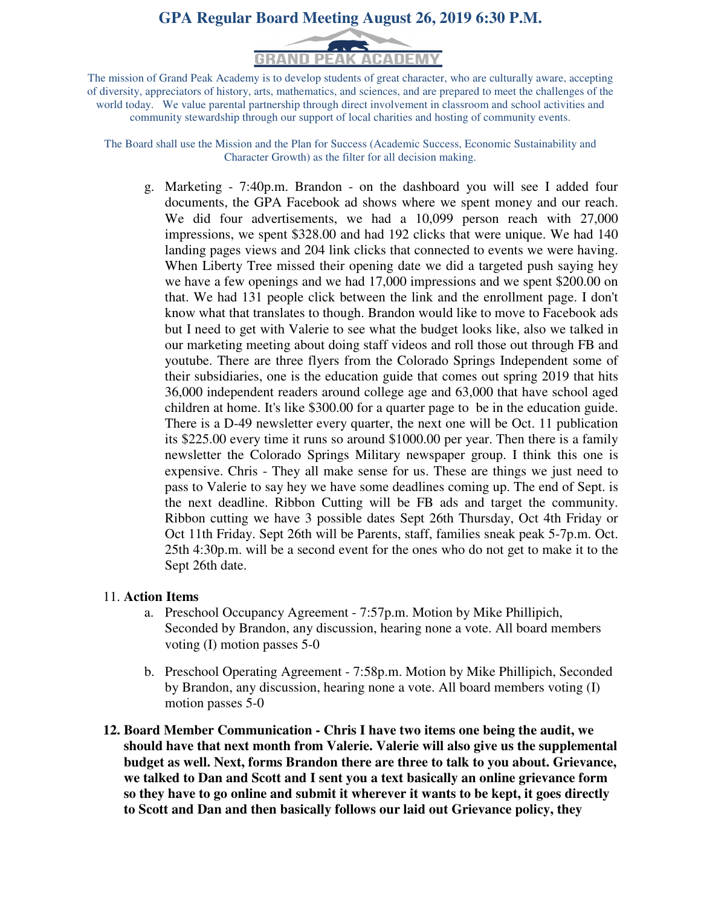g. Marketing - 7:40p.m. Brandon - on the dashboard you will see I added four documents, the GPA Facebook ad shows where we spent money and our reach. We did four advertisements, we had a 10,099 person reach with 27,000 impressions, we spent $328.00 and had 192 clicks that were unique. We had 140 landing pages views and 204 link clicks that connected to events we were having. When Liberty Tree missed their opening date we did a targeted push saying hey we have a few openings and we had 17,000 impressions and we spent $200.00 on that. We had 131 people click between the link and the enrollment page. I don't know what that translates to though. Brandon would like to move to Facebook ads but I need to get with Valerie to see what the budget looks like, also we talked in our marketing meeting about doing staff videos and roll those out through FB and youtube. There are three flyers from the Colorado Springs Independent some of their subsidiaries, one is the education guide that comes out spring 2019 that hits 36,000 independent readers around college age and 63,000 that have school aged children at home. It's like $300.00 for a quarter page to be in the education guide. There is a D-49 newsletter every quarter, the next one will be Oct. 11 publication its $225.00 every time it runs so around $1000.00 per year. Then there is a family newsletter the Colorado Springs Military newspaper group. I think this one is expensive. Chris - They all make sense for us. These are things we just need to pass to Valerie to say hey we have some deadlines coming up. The end of Sept. is the next deadline. Ribbon Cutting will be FB ads and target the community. Ribbon cutting we have 3 possible dates Sept 26th Thursday, Oct 4th Friday or Oct 11th Friday. Sept 26th will be Parents, staff, families sneak peak 5-7p.m. Oct. 25th 4:30p.m. will be a second event for the ones who do not get to make it to the Sept 26th date.

11. **Action Items**
    a. Preschool Occupancy Agreement - 7:57p.m. Motion by Mike Phillipich, Seconded by Brandon, any discussion, hearing none a vote. All board members voting (I) motion passes 5-0

    b. Preschool Operating Agreement - 7:58p.m. Motion by Mike Phillipich, Seconded by Brandon, any discussion, hearing none a vote. All board members voting (I) motion passes 5-0

12. **Board Member Communication - Chris I have two items one being the audit, we should have that next month from Valerie. Valerie will also give us the supplemental budget as well. Next, forms Brandon there are three to talk to you about. Grievance, we talked to Dan and Scott and I sent you a text basically an online grievance form so they have to go online and submit it wherever it wants to be kept, it goes directly to Scott and Dan and then basically follows our laid out Grievance policy, they**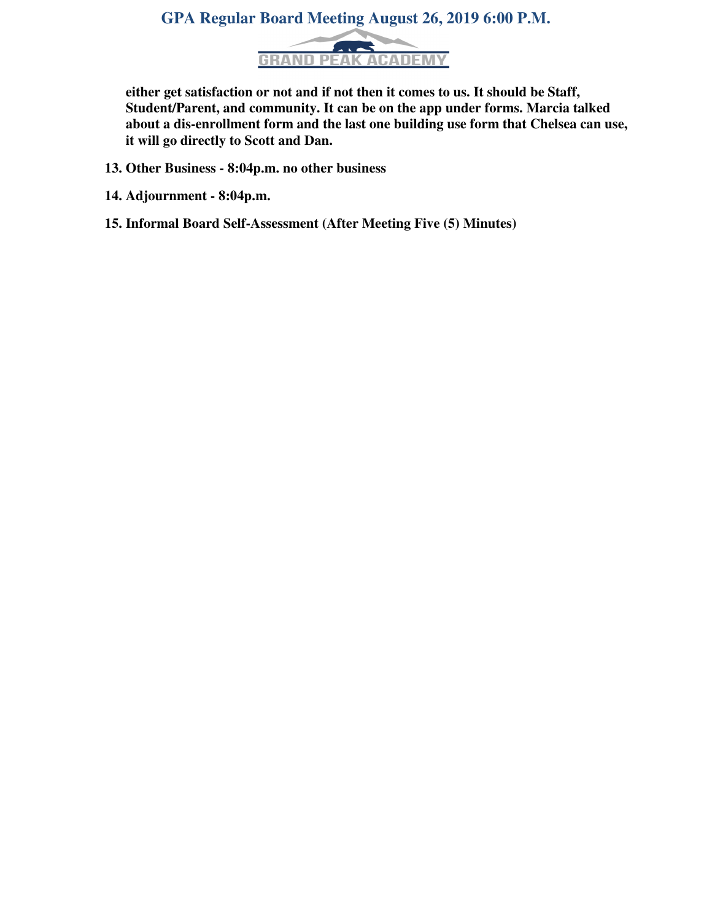**either get satisfaction or not and if not then it comes to us. It should be Staff, Student/Parent, and community. It can be on the app under forms. Marcia talked about a dis-enrollment form and the last one building use form that Chelsea can use, it will go directly to Scott and Dan.**

13. **Other Business - 8:04p.m. no other business**
14. **Adjournment - 8:04p.m.**
15. **Informal Board Self-Assessment (After Meeting Five (5) Minutes)**